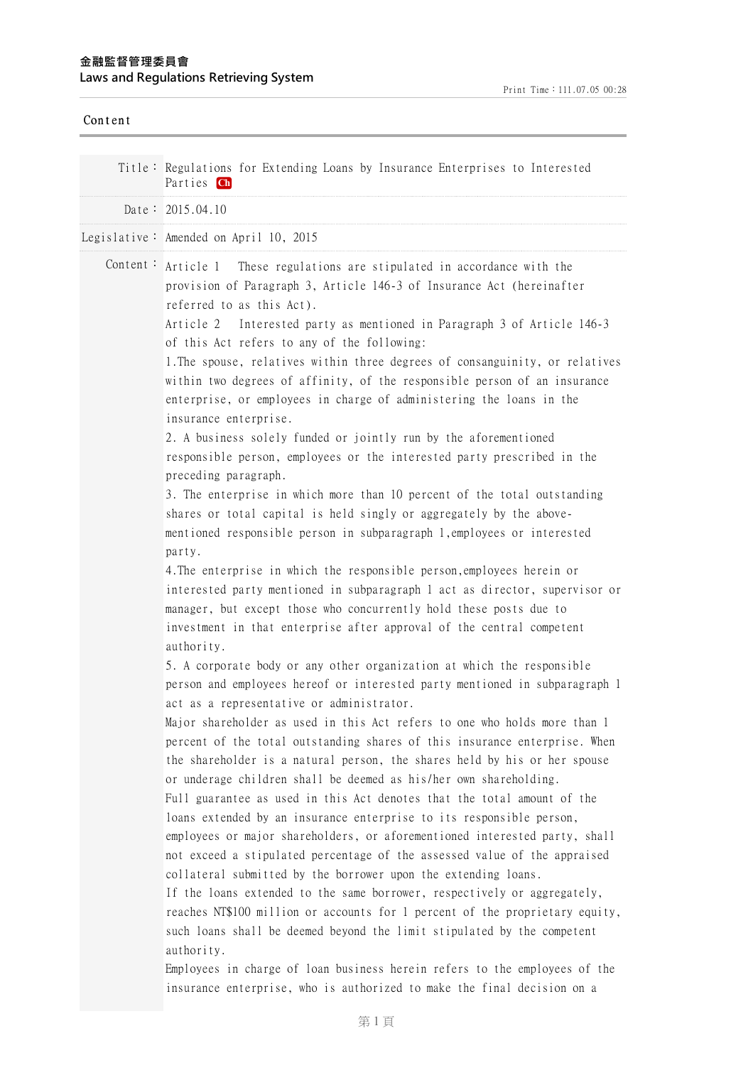金融監督管理委員會
Laws and Regulations Retrieving System

Print Time：111.07.05 00:28

Content

Title： Regulations for Extending Loans by Insurance Enterprises to Interested Parties Ch

Date： 2015.04.10

Legislative： Amended on April 10, 2015

Content：

Article 1 These regulations are stipulated in accordance with the provision of Paragraph 3, Article 146-3 of Insurance Act (hereinafter referred to as this Act).

Article 2 Interested party as mentioned in Paragraph 3 of Article 146-3 of this Act refers to any of the following:

1.The spouse, relatives within three degrees of consanguinity, or relatives within two degrees of affinity, of the responsible person of an insurance enterprise, or employees in charge of administering the loans in the insurance enterprise.

2. A business solely funded or jointly run by the aforementioned responsible person, employees or the interested party prescribed in the preceding paragraph.

3. The enterprise in which more than 10 percent of the total outstanding shares or total capital is held singly or aggregately by the above-mentioned responsible person in subparagraph 1,employees or interested party.

4.The enterprise in which the responsible person,employees herein or interested party mentioned in subparagraph 1 act as director, supervisor or manager, but except those who concurrently hold these posts due to investment in that enterprise after approval of the central competent authority.

5. A corporate body or any other organization at which the responsible person and employees hereof or interested party mentioned in subparagraph 1 act as a representative or administrator.

Major shareholder as used in this Act refers to one who holds more than 1 percent of the total outstanding shares of this insurance enterprise. When the shareholder is a natural person, the shares held by his or her spouse or underage children shall be deemed as his/her own shareholding.

Full guarantee as used in this Act denotes that the total amount of the loans extended by an insurance enterprise to its responsible person, employees or major shareholders, or aforementioned interested party, shall not exceed a stipulated percentage of the assessed value of the appraised collateral submitted by the borrower upon the extending loans.

If the loans extended to the same borrower, respectively or aggregately, reaches NT$100 million or accounts for 1 percent of the proprietary equity, such loans shall be deemed beyond the limit stipulated by the competent authority.

Employees in charge of loan business herein refers to the employees of the insurance enterprise, who is authorized to make the final decision on a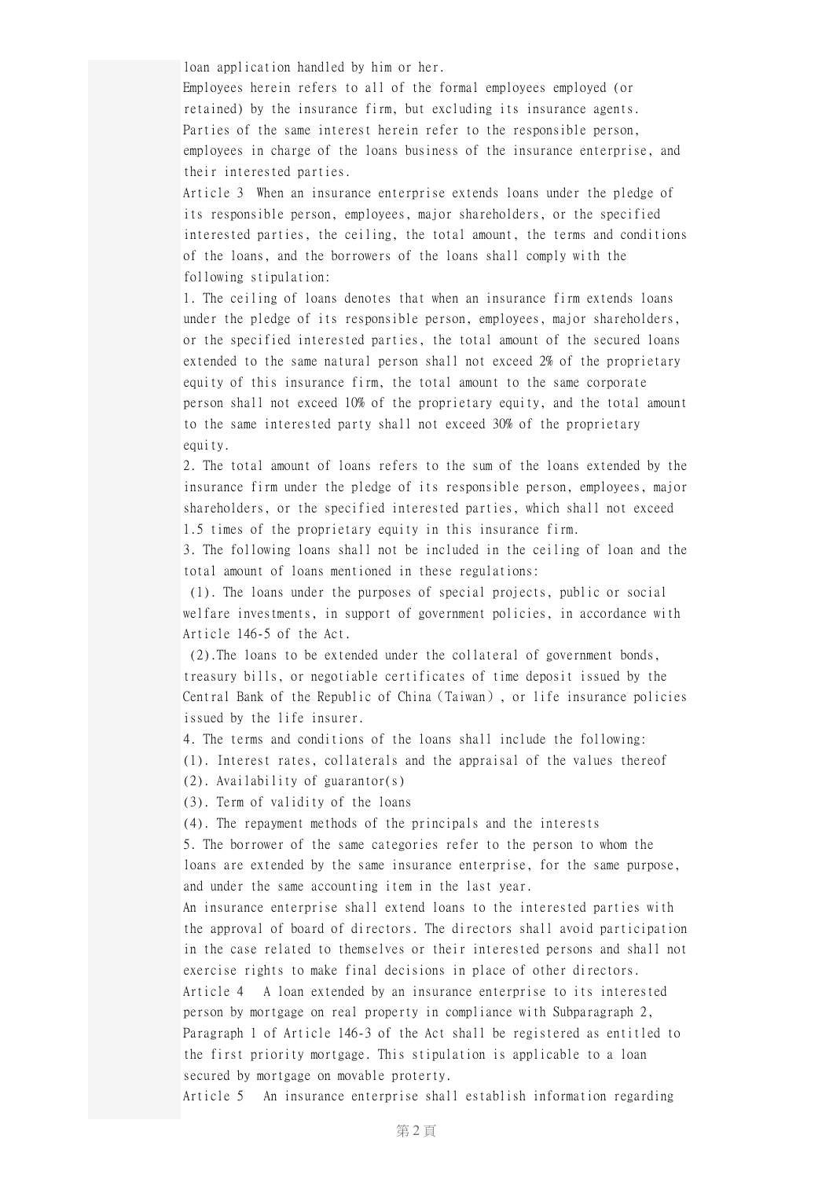loan application handled by him or her.

Employees herein refers to all of the formal employees employed (or retained) by the insurance firm, but excluding its insurance agents.

Parties of the same interest herein refer to the responsible person, employees in charge of the loans business of the insurance enterprise, and their interested parties.

Article 3 When an insurance enterprise extends loans under the pledge of its responsible person, employees, major shareholders, or the specified interested parties, the ceiling, the total amount, the terms and conditions of the loans, and the borrowers of the loans shall comply with the following stipulation:

1. The ceiling of loans denotes that when an insurance firm extends loans under the pledge of its responsible person, employees, major shareholders, or the specified interested parties, the total amount of the secured loans extended to the same natural person shall not exceed 2% of the proprietary equity of this insurance firm, the total amount to the same corporate person shall not exceed 10% of the proprietary equity, and the total amount to the same interested party shall not exceed 30% of the proprietary equity.

2. The total amount of loans refers to the sum of the loans extended by the insurance firm under the pledge of its responsible person, employees, major shareholders, or the specified interested parties, which shall not exceed 1.5 times of the proprietary equity in this insurance firm.

3. The following loans shall not be included in the ceiling of loan and the total amount of loans mentioned in these regulations:

(1). The loans under the purposes of special projects, public or social welfare investments, in support of government policies, in accordance with Article 146-5 of the Act.

(2).The loans to be extended under the collateral of government bonds, treasury bills, or negotiable certificates of time deposit issued by the Central Bank of the Republic of China (Taiwan), or life insurance policies issued by the life insurer.

4. The terms and conditions of the loans shall include the following:

(1). Interest rates, collaterals and the appraisal of the values thereof

(2). Availability of guarantor(s)

(3). Term of validity of the loans

(4). The repayment methods of the principals and the interests

5. The borrower of the same categories refer to the person to whom the loans are extended by the same insurance enterprise, for the same purpose, and under the same accounting item in the last year.

An insurance enterprise shall extend loans to the interested parties with the approval of board of directors. The directors shall avoid participation in the case related to themselves or their interested persons and shall not exercise rights to make final decisions in place of other directors.

Article 4 A loan extended by an insurance enterprise to its interested person by mortgage on real property in compliance with Subparagraph 2, Paragraph 1 of Article 146-3 of the Act shall be registered as entitled to the first priority mortgage. This stipulation is applicable to a loan secured by mortgage on movable proterty.

Article 5 An insurance enterprise shall establish information regarding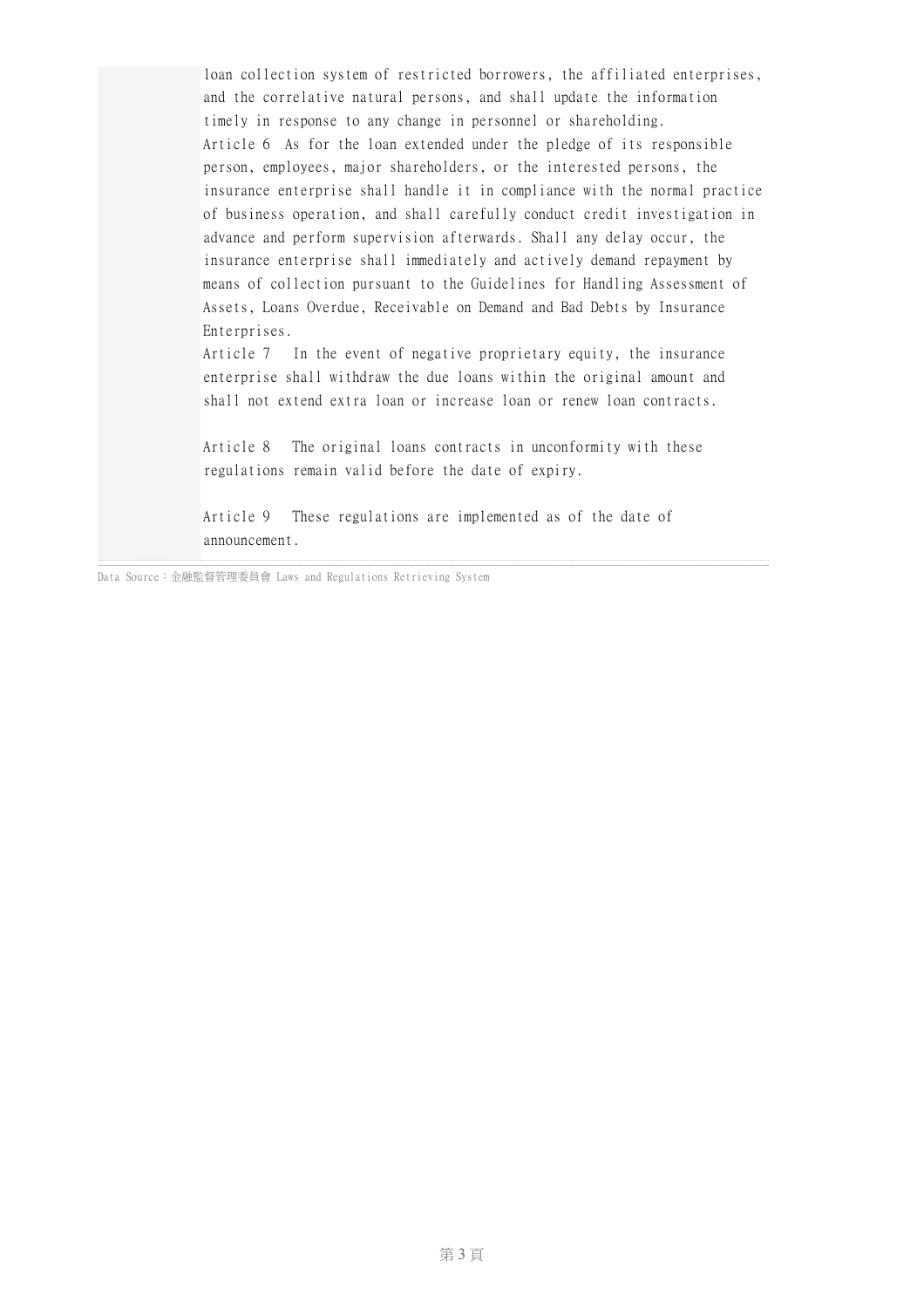loan collection system of restricted borrowers, the affiliated enterprises, and the correlative natural persons, and shall update the information timely in response to any change in personnel or shareholding.

Article 6 As for the loan extended under the pledge of its responsible person, employees, major shareholders, or the interested persons, the insurance enterprise shall handle it in compliance with the normal practice of business operation, and shall carefully conduct credit investigation in advance and perform supervision afterwards. Shall any delay occur, the insurance enterprise shall immediately and actively demand repayment by means of collection pursuant to the Guidelines for Handling Assessment of Assets, Loans Overdue, Receivable on Demand and Bad Debts by Insurance Enterprises.

Article 7 In the event of negative proprietary equity, the insurance enterprise shall withdraw the due loans within the original amount and shall not extend extra loan or increase loan or renew loan contracts.

Article 8 The original loans contracts in unconformity with these regulations remain valid before the date of expiry.

Article 9 These regulations are implemented as of the date of announcement.

Data Source：金融監督管理委員會 Laws and Regulations Retrieving System